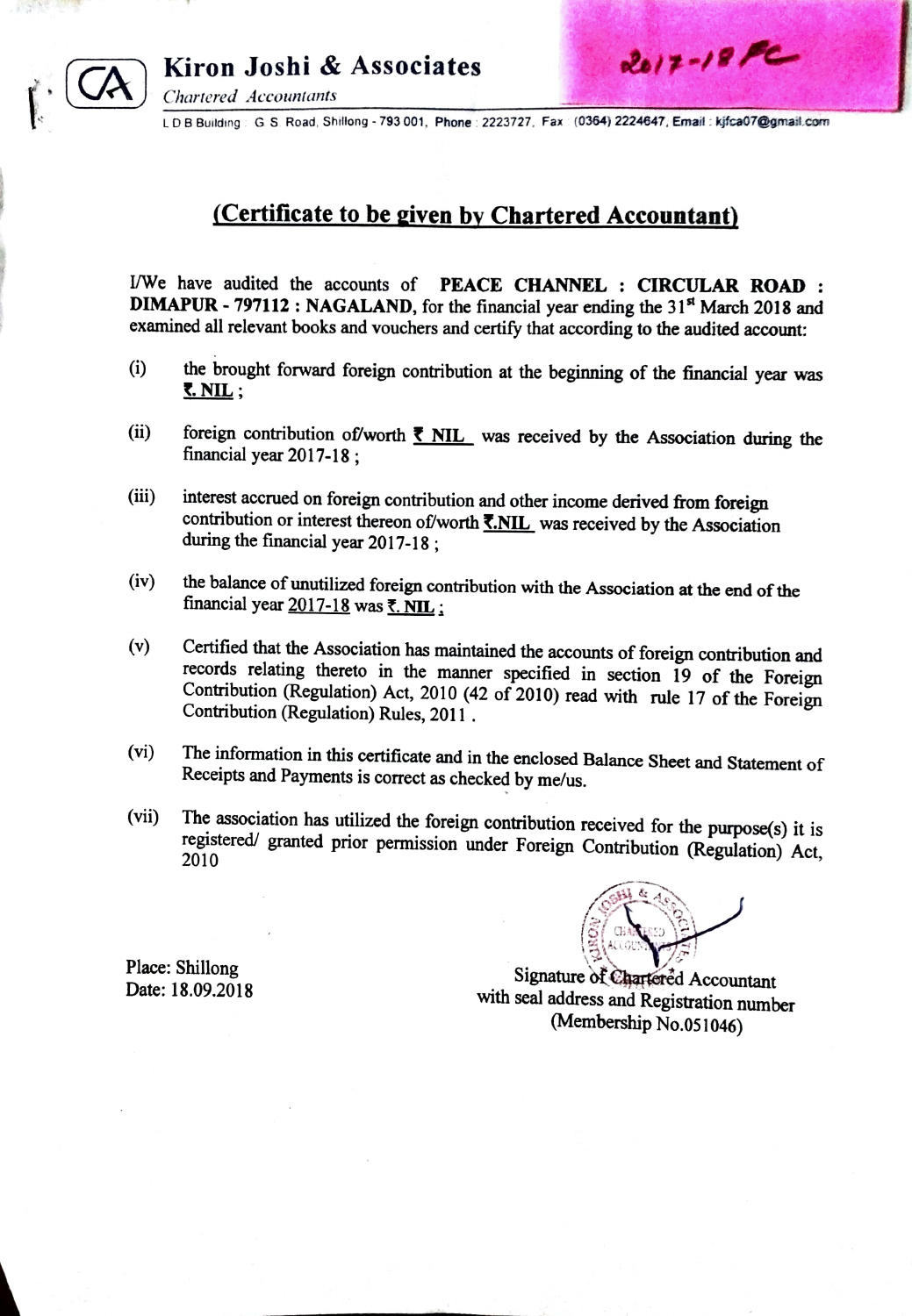CA **Kiron Joshi & Associates**

*Chartered Accountants*

L D B Building : G S Road, Shillong - 793 001, Phone : 2223727, Fax : (0364) 2224647, Email : kjfca07@gmail.com

2017-18 FC

## (Certificate to be given by Chartered Accountant)

I/We have audited the accounts of **PEACE CHANNEL : CIRCULAR ROAD : DIMAPUR - 797112 : NAGALAND,** for the financial year ending the 31st March 2018 and examined all relevant books and vouchers and certify that according to the audited account:

(i) the brought forward foreign contribution at the beginning of the financial year was **₹. NIL** ;

(ii) foreign contribution of/worth **₹ NIL** was received by the Association during the financial year 2017-18 ;

(iii) interest accrued on foreign contribution and other income derived from foreign contribution or interest thereon of/worth **₹.NIL** was received by the Association during the financial year 2017-18 ;

(iv) the balance of unutilized foreign contribution with the Association at the end of the financial year 2017-18 was **₹. NIL** ;

(v) Certified that the Association has maintained the accounts of foreign contribution and records relating thereto in the manner specified in section 19 of the Foreign Contribution (Regulation) Act, 2010 (42 of 2010) read with rule 17 of the Foreign Contribution (Regulation) Rules, 2011 .

(vi) The information in this certificate and in the enclosed Balance Sheet and Statement of Receipts and Payments is correct as checked by me/us.

(vii) The association has utilized the foreign contribution received for the purpose(s) it is registered/ granted prior permission under Foreign Contribution (Regulation) Act, 2010

Place: Shillong

Date: 18.09.2018

Signature of Chartered Accountant
with seal address and Registration number
(Membership No.051046)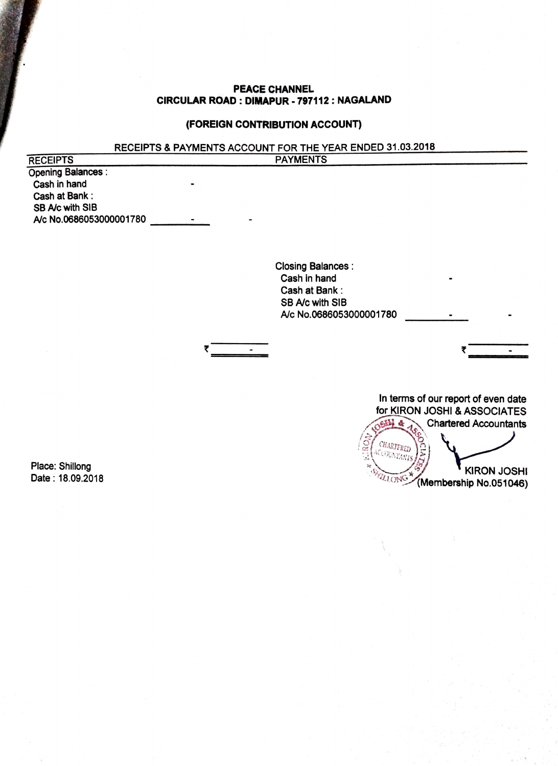**PEACE CHANNEL**
**CIRCULAR ROAD : DIMAPUR - 797112 : NAGALAND**

**(FOREIGN CONTRIBUTION ACCOUNT)**

RECEIPTS & PAYMENTS ACCOUNT FOR THE YEAR ENDED 31.03.2018

| RECEIPTS | | | PAYMENTS | | |
|---|---|---|---|---|---|
| Opening Balances : | | | | | |
| Cash in hand | - | | | | |
| Cash at Bank : | | | | | |
| SB A/c with SIB | | | | | |
| A/c No.0686053000001780 | - | - | | | |
| | | | Closing Balances : | | |
| | | | Cash in hand | - | |
| | | | Cash at Bank : | | |
| | | | SB A/c with SIB | | |
| | | | A/c No.0686053000001780 | - | - |
| | | ₹ - | | | ₹ - |

In terms of our report of even date
for KIRON JOSHI & ASSOCIATES
Chartered Accountants

KIRON JOSHI
(Membership No.051046)

Place: Shillong
Date : 18.09.2018